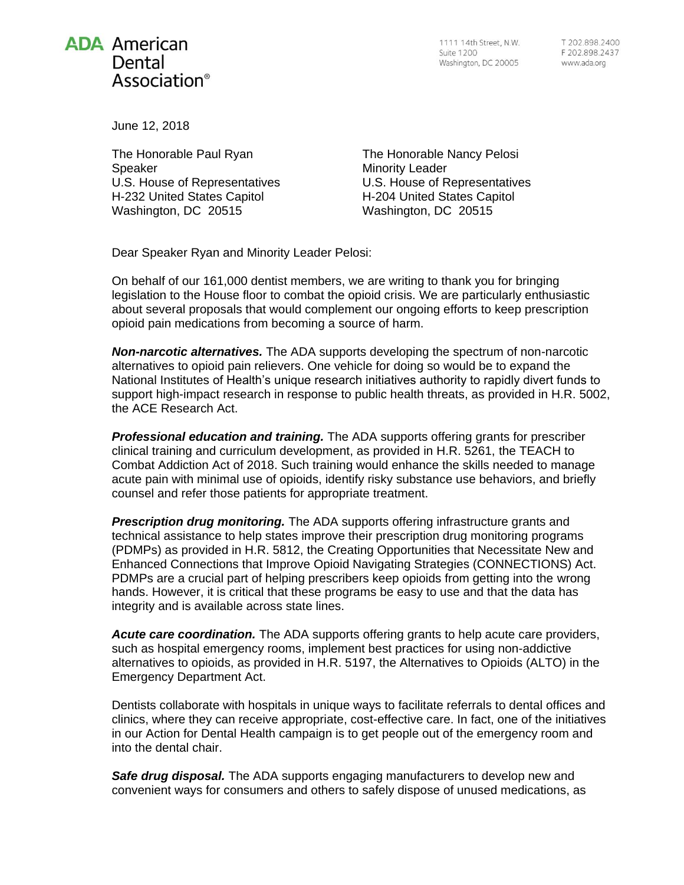**ADA American Dental Association®**

1111 14th Street, N.W.
Suite 1200
Washington, DC 20005

T 202.898.2400
F 202.898.2437
www.ada.org

June 12, 2018

The Honorable Paul Ryan
Speaker
U.S. House of Representatives
H-232 United States Capitol
Washington, DC 20515

The Honorable Nancy Pelosi
Minority Leader
U.S. House of Representatives
H-204 United States Capitol
Washington, DC 20515

Dear Speaker Ryan and Minority Leader Pelosi:

On behalf of our 161,000 dentist members, we are writing to thank you for bringing legislation to the House floor to combat the opioid crisis. We are particularly enthusiastic about several proposals that would complement our ongoing efforts to keep prescription opioid pain medications from becoming a source of harm.

***Non-narcotic alternatives.*** The ADA supports developing the spectrum of non-narcotic alternatives to opioid pain relievers. One vehicle for doing so would be to expand the National Institutes of Health's unique research initiatives authority to rapidly divert funds to support high-impact research in response to public health threats, as provided in H.R. 5002, the ACE Research Act.

***Professional education and training.*** The ADA supports offering grants for prescriber clinical training and curriculum development, as provided in H.R. 5261, the TEACH to Combat Addiction Act of 2018. Such training would enhance the skills needed to manage acute pain with minimal use of opioids, identify risky substance use behaviors, and briefly counsel and refer those patients for appropriate treatment.

***Prescription drug monitoring.*** The ADA supports offering infrastructure grants and technical assistance to help states improve their prescription drug monitoring programs (PDMPs) as provided in H.R. 5812, the Creating Opportunities that Necessitate New and Enhanced Connections that Improve Opioid Navigating Strategies (CONNECTIONS) Act. PDMPs are a crucial part of helping prescribers keep opioids from getting into the wrong hands. However, it is critical that these programs be easy to use and that the data has integrity and is available across state lines.

***Acute care coordination.*** The ADA supports offering grants to help acute care providers, such as hospital emergency rooms, implement best practices for using non-addictive alternatives to opioids, as provided in H.R. 5197, the Alternatives to Opioids (ALTO) in the Emergency Department Act.

Dentists collaborate with hospitals in unique ways to facilitate referrals to dental offices and clinics, where they can receive appropriate, cost-effective care. In fact, one of the initiatives in our Action for Dental Health campaign is to get people out of the emergency room and into the dental chair.

***Safe drug disposal.*** The ADA supports engaging manufacturers to develop new and convenient ways for consumers and others to safely dispose of unused medications, as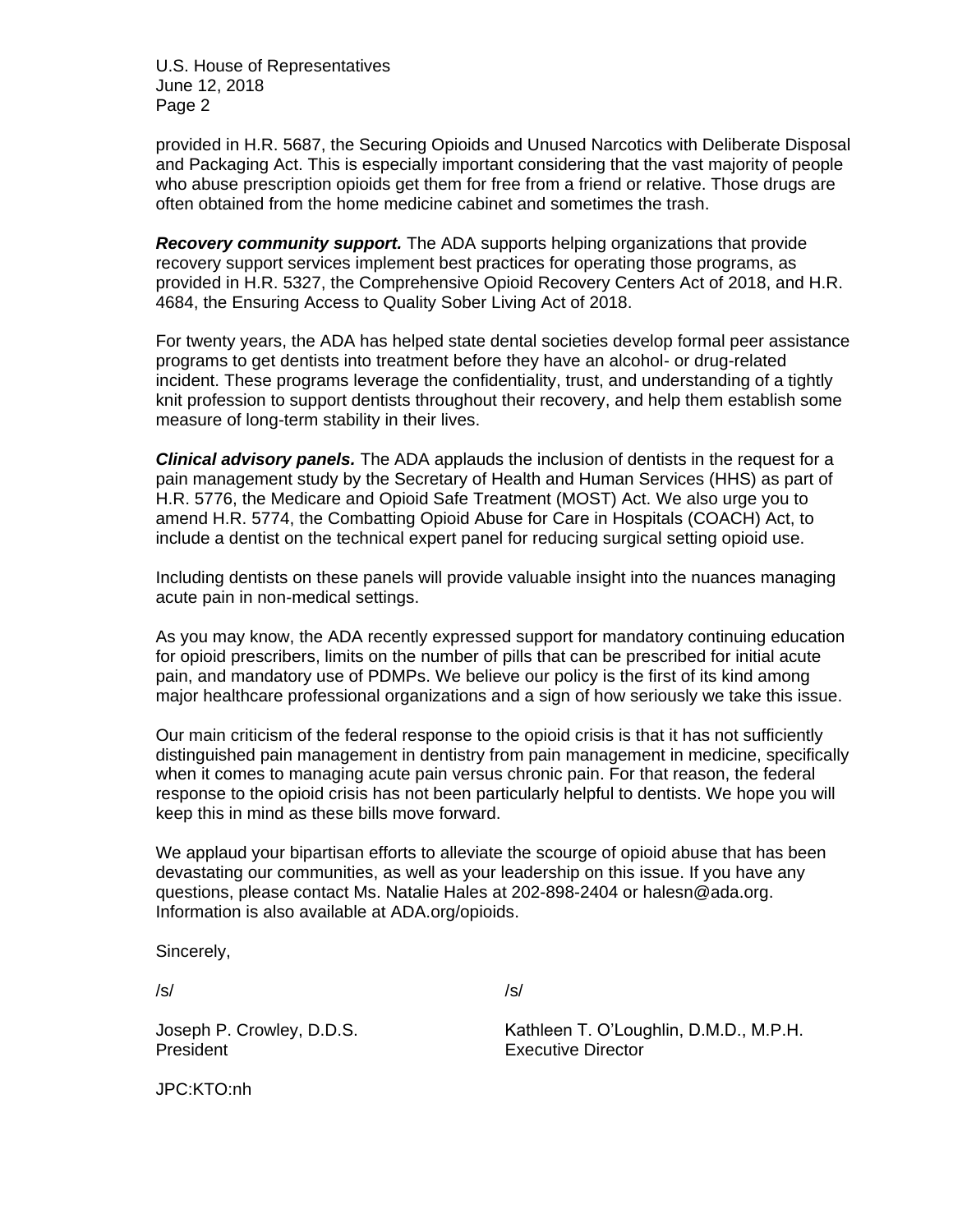provided in H.R. 5687, the Securing Opioids and Unused Narcotics with Deliberate Disposal and Packaging Act. This is especially important considering that the vast majority of people who abuse prescription opioids get them for free from a friend or relative. Those drugs are often obtained from the home medicine cabinet and sometimes the trash.

***Recovery community support.*** The ADA supports helping organizations that provide recovery support services implement best practices for operating those programs, as provided in H.R. 5327, the Comprehensive Opioid Recovery Centers Act of 2018, and H.R. 4684, the Ensuring Access to Quality Sober Living Act of 2018.

For twenty years, the ADA has helped state dental societies develop formal peer assistance programs to get dentists into treatment before they have an alcohol- or drug-related incident. These programs leverage the confidentiality, trust, and understanding of a tightly knit profession to support dentists throughout their recovery, and help them establish some measure of long-term stability in their lives.

***Clinical advisory panels.*** The ADA applauds the inclusion of dentists in the request for a pain management study by the Secretary of Health and Human Services (HHS) as part of H.R. 5776, the Medicare and Opioid Safe Treatment (MOST) Act. We also urge you to amend H.R. 5774, the Combatting Opioid Abuse for Care in Hospitals (COACH) Act, to include a dentist on the technical expert panel for reducing surgical setting opioid use.

Including dentists on these panels will provide valuable insight into the nuances managing acute pain in non-medical settings.

As you may know, the ADA recently expressed support for mandatory continuing education for opioid prescribers, limits on the number of pills that can be prescribed for initial acute pain, and mandatory use of PDMPs. We believe our policy is the first of its kind among major healthcare professional organizations and a sign of how seriously we take this issue.

Our main criticism of the federal response to the opioid crisis is that it has not sufficiently distinguished pain management in dentistry from pain management in medicine, specifically when it comes to managing acute pain versus chronic pain. For that reason, the federal response to the opioid crisis has not been particularly helpful to dentists. We hope you will keep this in mind as these bills move forward.

We applaud your bipartisan efforts to alleviate the scourge of opioid abuse that has been devastating our communities, as well as your leadership on this issue. If you have any questions, please contact Ms. Natalie Hales at 202-898-2404 or halesn@ada.org. Information is also available at ADA.org/opioids.

Sincerely,

/s/

Joseph P. Crowley, D.D.S.
President

/s/

Kathleen T. O'Loughlin, D.M.D., M.P.H.
Executive Director

JPC:KTO:nh